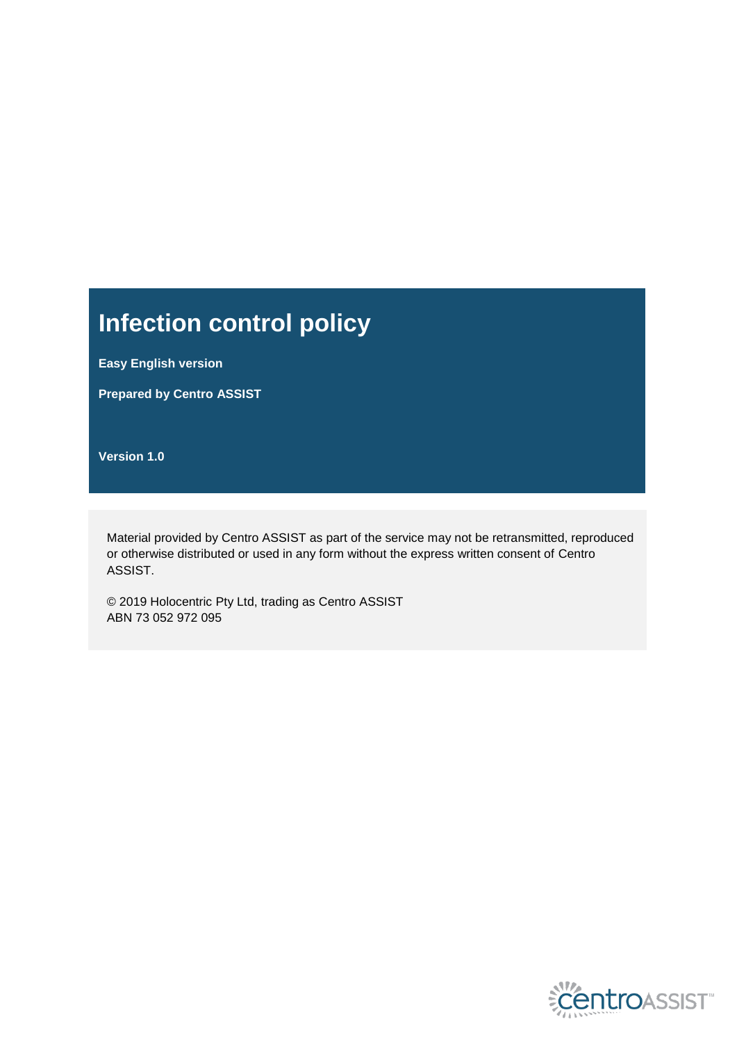# Infection control policy

**Easy English version**

**Prepared by Centro ASSIST**

**Version 1.0**

Material provided by Centro ASSIST as part of the service may not be retransmitted, reproduced or otherwise distributed or used in any form without the express written consent of Centro ASSIST.

© 2019 Holocentric Pty Ltd, trading as Centro ASSIST
ABN 73 052 972 095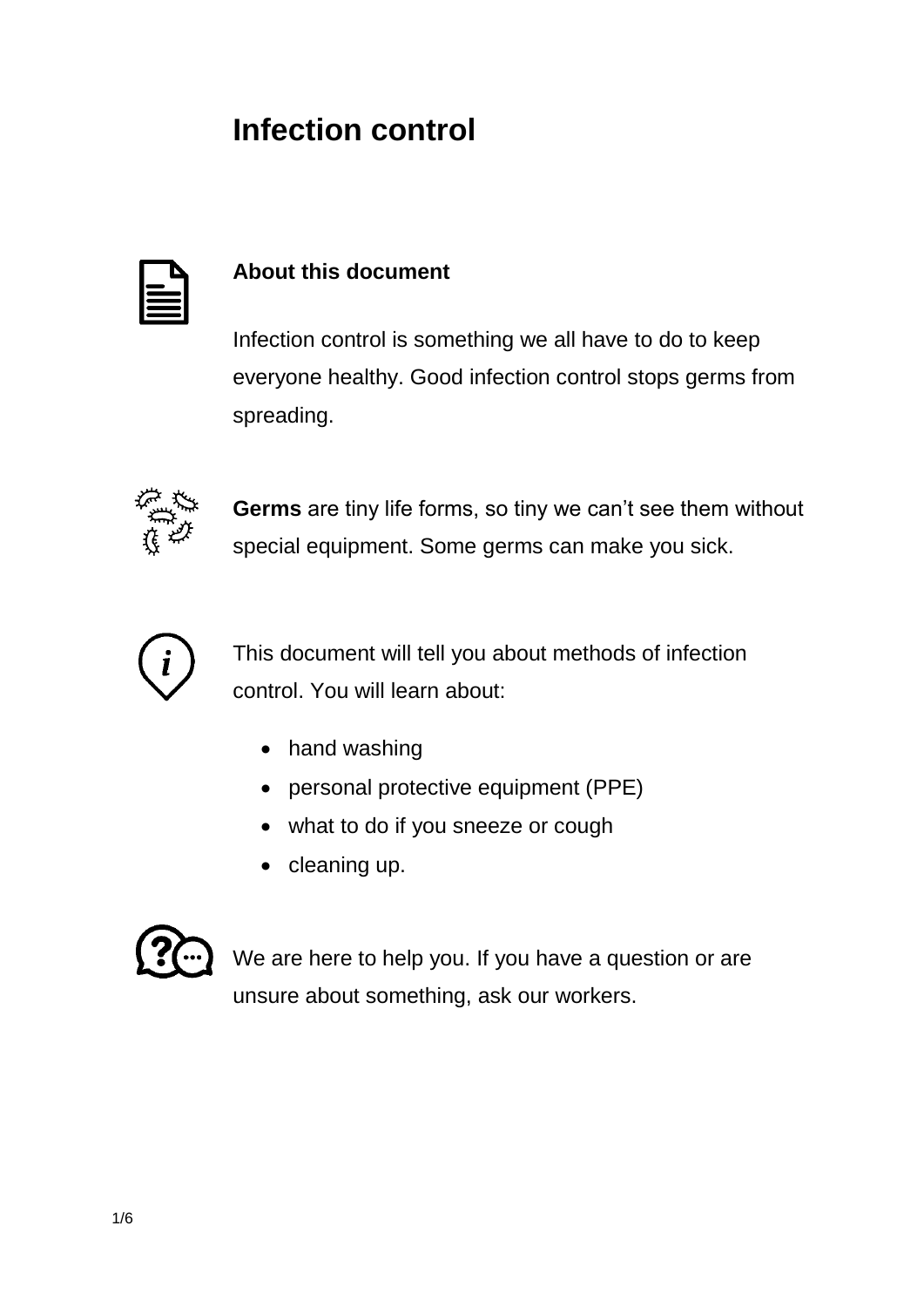# Infection control

## About this document

Infection control is something we all have to do to keep everyone healthy. Good infection control stops germs from spreading.

**Germs** are tiny life forms, so tiny we can't see them without special equipment. Some germs can make you sick.

This document will tell you about methods of infection control. You will learn about:

- hand washing
- personal protective equipment (PPE)
- what to do if you sneeze or cough
- cleaning up.

We are here to help you. If you have a question or are unsure about something, ask our workers.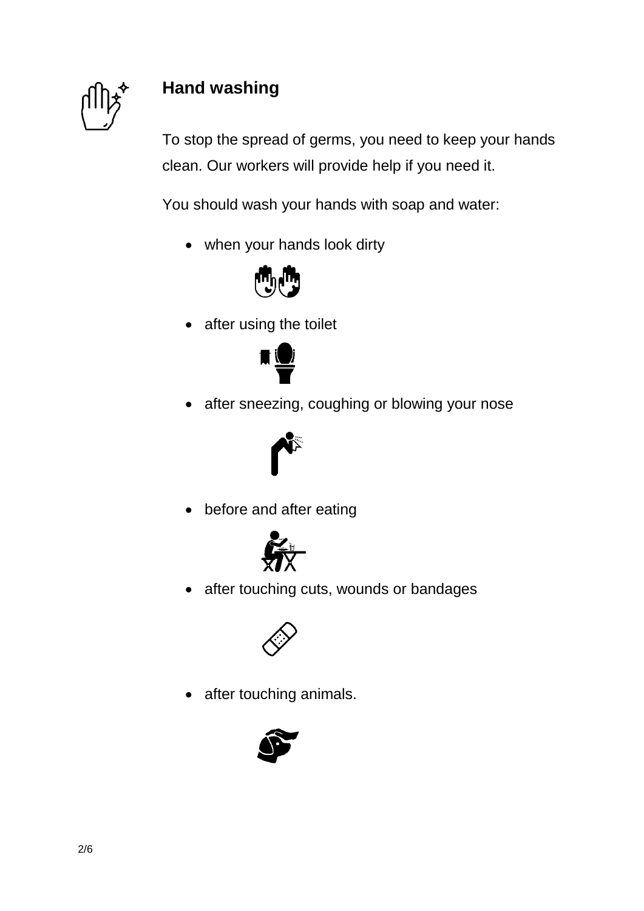## Hand washing

To stop the spread of germs, you need to keep your hands clean. Our workers will provide help if you need it.

You should wash your hands with soap and water:

- when your hands look dirty
- after using the toilet
- after sneezing, coughing or blowing your nose
- before and after eating
- after touching cuts, wounds or bandages
- after touching animals.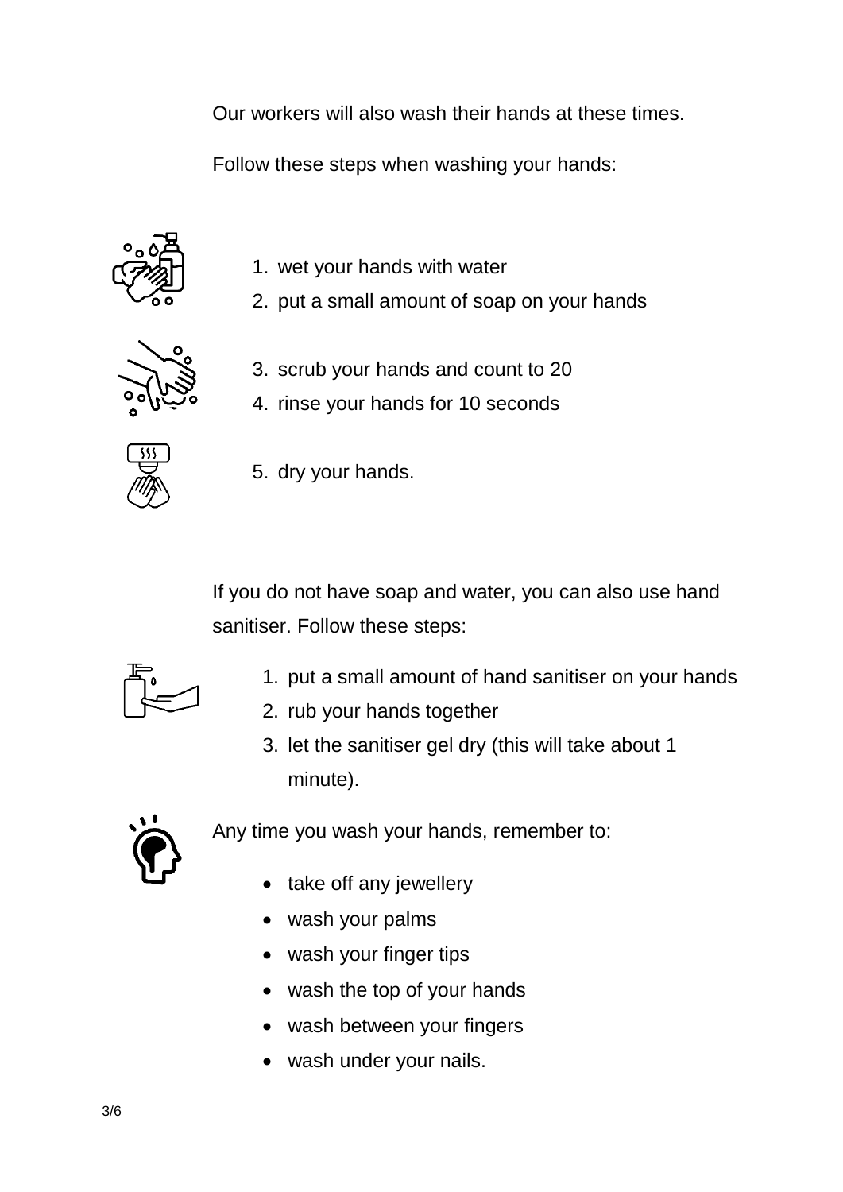Our workers will also wash their hands at these times.

Follow these steps when washing your hands:

1. wet your hands with water
2. put a small amount of soap on your hands
3. scrub your hands and count to 20
4. rinse your hands for 10 seconds
5. dry your hands.

If you do not have soap and water, you can also use hand sanitiser. Follow these steps:

1. put a small amount of hand sanitiser on your hands
2. rub your hands together
3. let the sanitiser gel dry (this will take about 1 minute).

Any time you wash your hands, remember to:

- take off any jewellery
- wash your palms
- wash your finger tips
- wash the top of your hands
- wash between your fingers
- wash under your nails.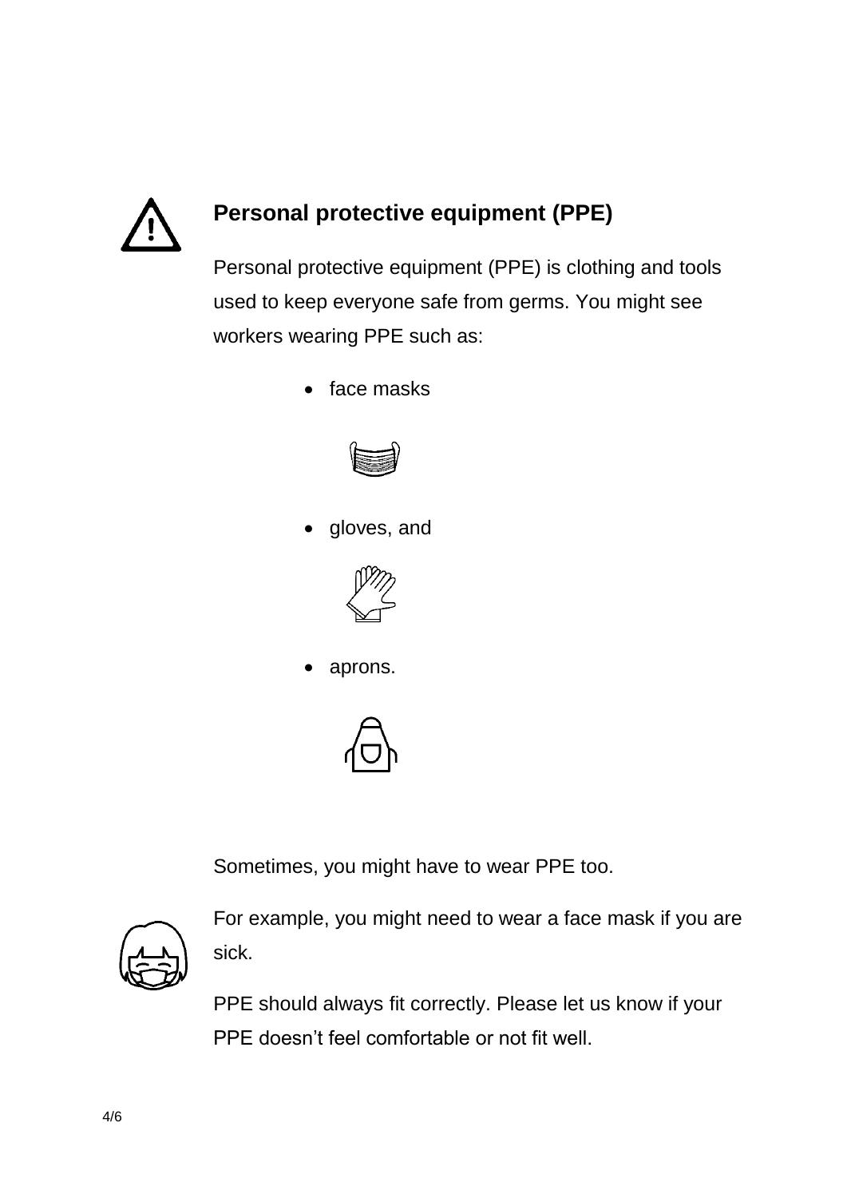## Personal protective equipment (PPE)

Personal protective equipment (PPE) is clothing and tools used to keep everyone safe from germs. You might see workers wearing PPE such as:

- face masks
- gloves, and
- aprons.

Sometimes, you might have to wear PPE too.

For example, you might need to wear a face mask if you are sick.

PPE should always fit correctly. Please let us know if your PPE doesn't feel comfortable or not fit well.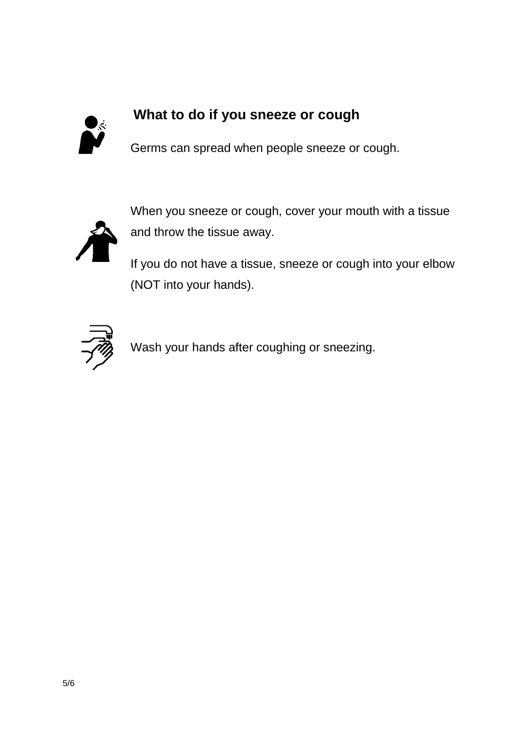## What to do if you sneeze or cough

Germs can spread when people sneeze or cough.

When you sneeze or cough, cover your mouth with a tissue and throw the tissue away.

If you do not have a tissue, sneeze or cough into your elbow (NOT into your hands).

Wash your hands after coughing or sneezing.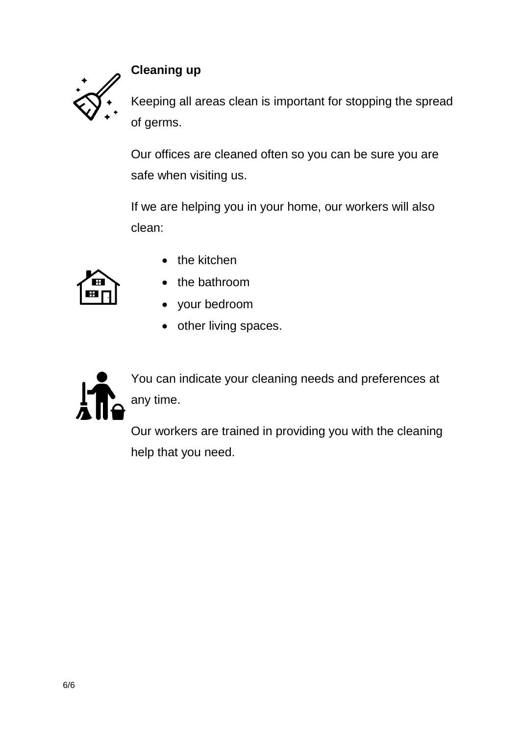## Cleaning up

Keeping all areas clean is important for stopping the spread of germs.

Our offices are cleaned often so you can be sure you are safe when visiting us.

If we are helping you in your home, our workers will also clean:

- the kitchen
- the bathroom
- your bedroom
- other living spaces.

You can indicate your cleaning needs and preferences at any time.

Our workers are trained in providing you with the cleaning help that you need.